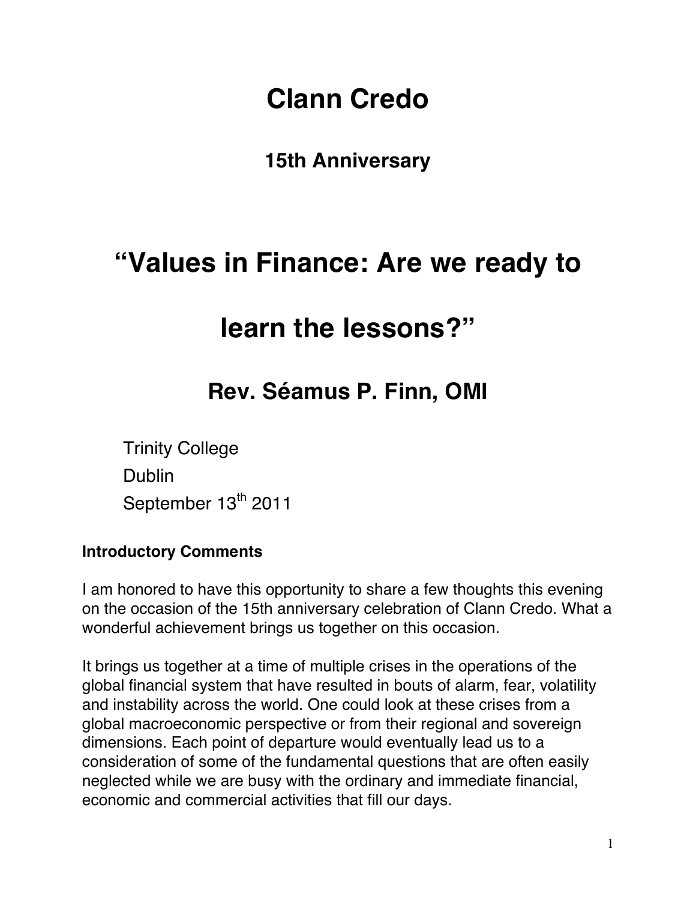# Clann Credo

## 15th Anniversary

# "Values in Finance: Are we ready to learn the lessons?"

## Rev. Séamus P. Finn, OMI

Trinity College
Dublin
September 13th 2011

### Introductory Comments

I am honored to have this opportunity to share a few thoughts this evening on the occasion of the 15th anniversary celebration of Clann Credo. What a wonderful achievement brings us together on this occasion.

It brings us together at a time of multiple crises in the operations of the global financial system that have resulted in bouts of alarm, fear, volatility and instability across the world. One could look at these crises from a global macroeconomic perspective or from their regional and sovereign dimensions. Each point of departure would eventually lead us to a consideration of some of the fundamental questions that are often easily neglected while we are busy with the ordinary and immediate financial, economic and commercial activities that fill our days.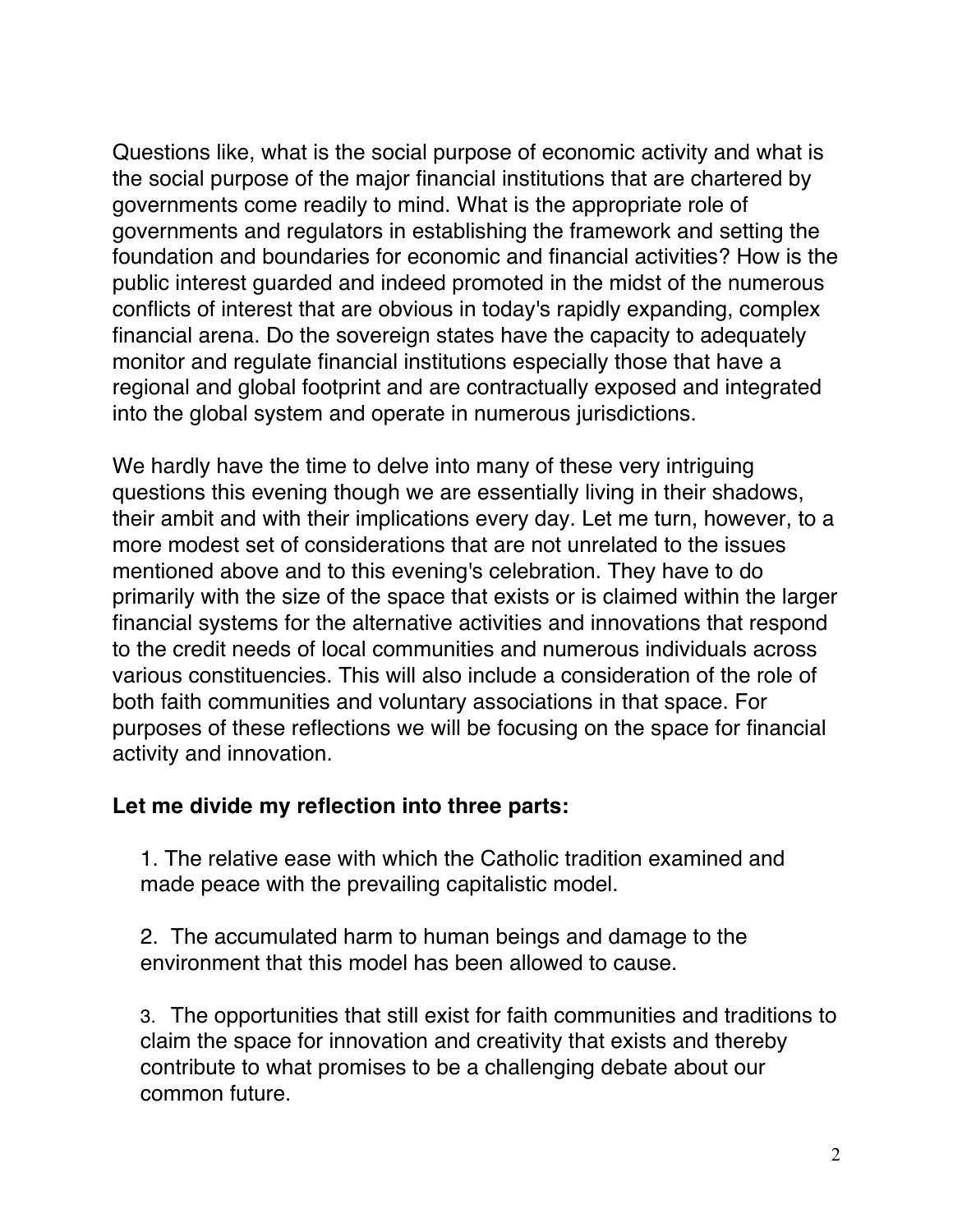Questions like, what is the social purpose of economic activity and what is the social purpose of the major financial institutions that are chartered by governments come readily to mind. What is the appropriate role of governments and regulators in establishing the framework and setting the foundation and boundaries for economic and financial activities? How is the public interest guarded and indeed promoted in the midst of the numerous conflicts of interest that are obvious in today's rapidly expanding, complex financial arena. Do the sovereign states have the capacity to adequately monitor and regulate financial institutions especially those that have a regional and global footprint and are contractually exposed and integrated into the global system and operate in numerous jurisdictions.

We hardly have the time to delve into many of these very intriguing questions this evening though we are essentially living in their shadows, their ambit and with their implications every day. Let me turn, however, to a more modest set of considerations that are not unrelated to the issues mentioned above and to this evening's celebration. They have to do primarily with the size of the space that exists or is claimed within the larger financial systems for the alternative activities and innovations that respond to the credit needs of local communities and numerous individuals across various constituencies. This will also include a consideration of the role of both faith communities and voluntary associations in that space. For purposes of these reflections we will be focusing on the space for financial activity and innovation.

**Let me divide my reflection into three parts:**

1. The relative ease with which the Catholic tradition examined and made peace with the prevailing capitalistic model.

2. The accumulated harm to human beings and damage to the environment that this model has been allowed to cause.

3. The opportunities that still exist for faith communities and traditions to claim the space for innovation and creativity that exists and thereby contribute to what promises to be a challenging debate about our common future.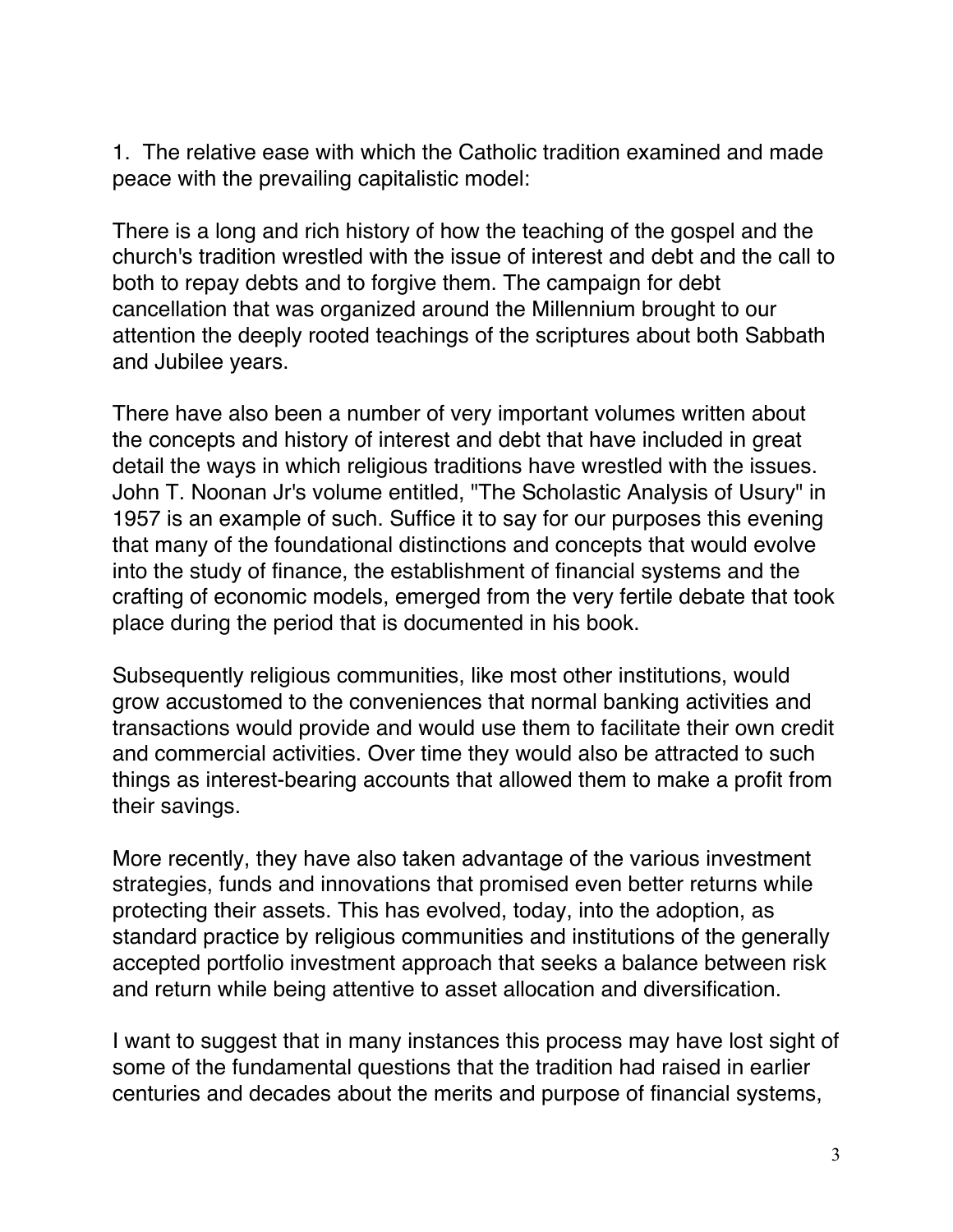1. The relative ease with which the Catholic tradition examined and made peace with the prevailing capitalistic model:

There is a long and rich history of how the teaching of the gospel and the church's tradition wrestled with the issue of interest and debt and the call to both to repay debts and to forgive them. The campaign for debt cancellation that was organized around the Millennium brought to our attention the deeply rooted teachings of the scriptures about both Sabbath and Jubilee years.

There have also been a number of very important volumes written about the concepts and history of interest and debt that have included in great detail the ways in which religious traditions have wrestled with the issues. John T. Noonan Jr's volume entitled, "The Scholastic Analysis of Usury" in 1957 is an example of such. Suffice it to say for our purposes this evening that many of the foundational distinctions and concepts that would evolve into the study of finance, the establishment of financial systems and the crafting of economic models, emerged from the very fertile debate that took place during the period that is documented in his book.

Subsequently religious communities, like most other institutions, would grow accustomed to the conveniences that normal banking activities and transactions would provide and would use them to facilitate their own credit and commercial activities. Over time they would also be attracted to such things as interest-bearing accounts that allowed them to make a profit from their savings.

More recently, they have also taken advantage of the various investment strategies, funds and innovations that promised even better returns while protecting their assets. This has evolved, today, into the adoption, as standard practice by religious communities and institutions of the generally accepted portfolio investment approach that seeks a balance between risk and return while being attentive to asset allocation and diversification.

I want to suggest that in many instances this process may have lost sight of some of the fundamental questions that the tradition had raised in earlier centuries and decades about the merits and purpose of financial systems,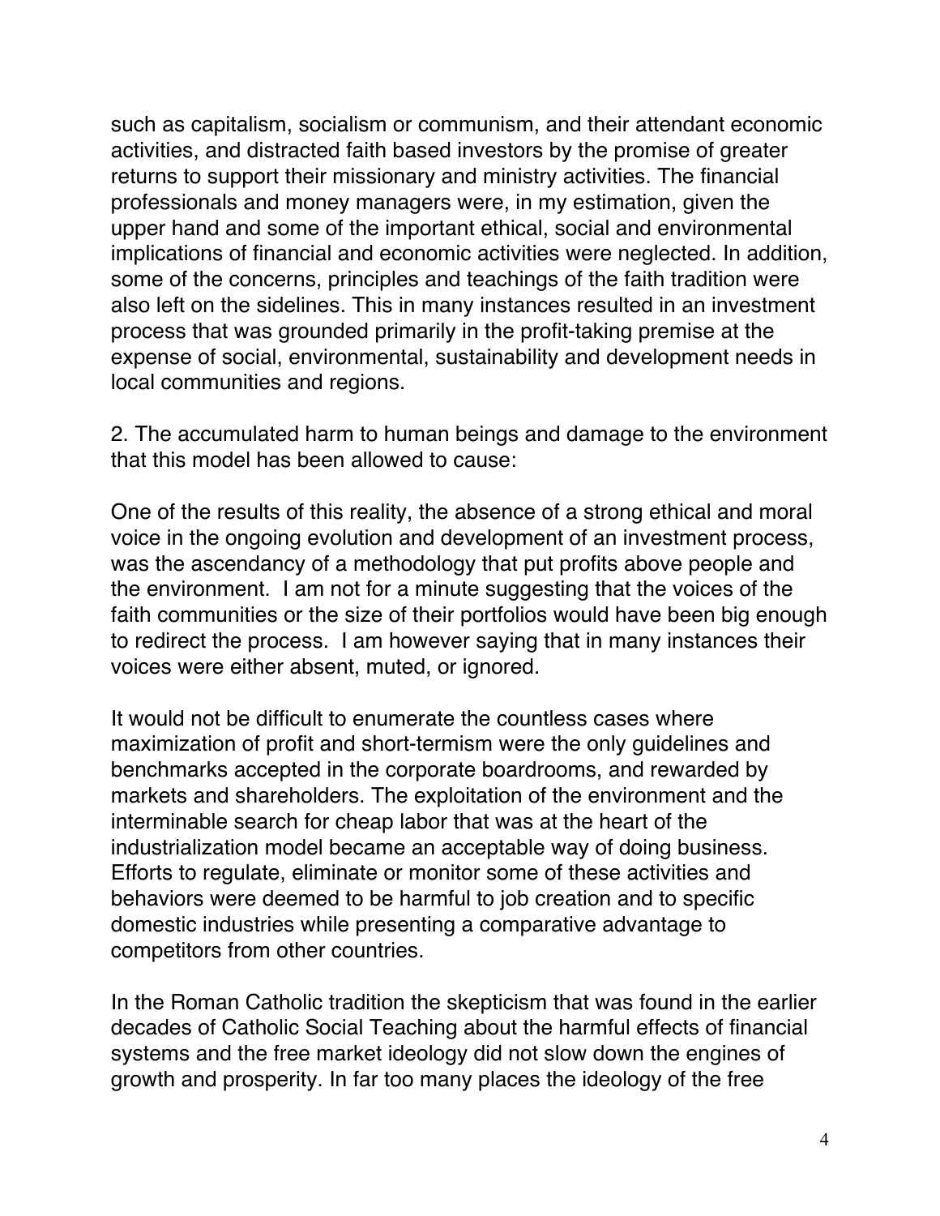such as capitalism, socialism or communism, and their attendant economic activities, and distracted faith based investors by the promise of greater returns to support their missionary and ministry activities. The financial professionals and money managers were, in my estimation, given the upper hand and some of the important ethical, social and environmental implications of financial and economic activities were neglected. In addition, some of the concerns, principles and teachings of the faith tradition were also left on the sidelines. This in many instances resulted in an investment process that was grounded primarily in the profit-taking premise at the expense of social, environmental, sustainability and development needs in local communities and regions.

2. The accumulated harm to human beings and damage to the environment that this model has been allowed to cause:

One of the results of this reality, the absence of a strong ethical and moral voice in the ongoing evolution and development of an investment process, was the ascendancy of a methodology that put profits above people and the environment. I am not for a minute suggesting that the voices of the faith communities or the size of their portfolios would have been big enough to redirect the process. I am however saying that in many instances their voices were either absent, muted, or ignored.

It would not be difficult to enumerate the countless cases where maximization of profit and short-termism were the only guidelines and benchmarks accepted in the corporate boardrooms, and rewarded by markets and shareholders. The exploitation of the environment and the interminable search for cheap labor that was at the heart of the industrialization model became an acceptable way of doing business. Efforts to regulate, eliminate or monitor some of these activities and behaviors were deemed to be harmful to job creation and to specific domestic industries while presenting a comparative advantage to competitors from other countries.

In the Roman Catholic tradition the skepticism that was found in the earlier decades of Catholic Social Teaching about the harmful effects of financial systems and the free market ideology did not slow down the engines of growth and prosperity. In far too many places the ideology of the free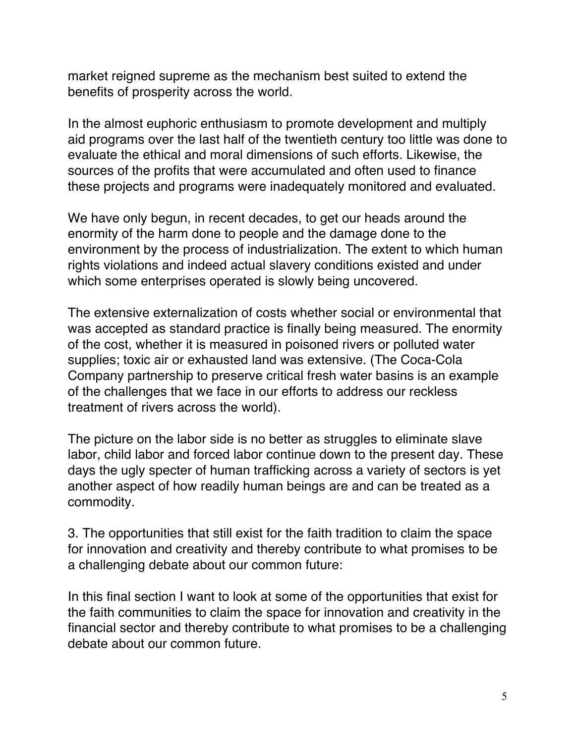market reigned supreme as the mechanism best suited to extend the benefits of prosperity across the world.

In the almost euphoric enthusiasm to promote development and multiply aid programs over the last half of the twentieth century too little was done to evaluate the ethical and moral dimensions of such efforts. Likewise, the sources of the profits that were accumulated and often used to finance these projects and programs were inadequately monitored and evaluated.

We have only begun, in recent decades, to get our heads around the enormity of the harm done to people and the damage done to the environment by the process of industrialization. The extent to which human rights violations and indeed actual slavery conditions existed and under which some enterprises operated is slowly being uncovered.

The extensive externalization of costs whether social or environmental that was accepted as standard practice is finally being measured. The enormity of the cost, whether it is measured in poisoned rivers or polluted water supplies; toxic air or exhausted land was extensive. (The Coca-Cola Company partnership to preserve critical fresh water basins is an example of the challenges that we face in our efforts to address our reckless treatment of rivers across the world).

The picture on the labor side is no better as struggles to eliminate slave labor, child labor and forced labor continue down to the present day. These days the ugly specter of human trafficking across a variety of sectors is yet another aspect of how readily human beings are and can be treated as a commodity.

3. The opportunities that still exist for the faith tradition to claim the space for innovation and creativity and thereby contribute to what promises to be a challenging debate about our common future:

In this final section I want to look at some of the opportunities that exist for the faith communities to claim the space for innovation and creativity in the financial sector and thereby contribute to what promises to be a challenging debate about our common future.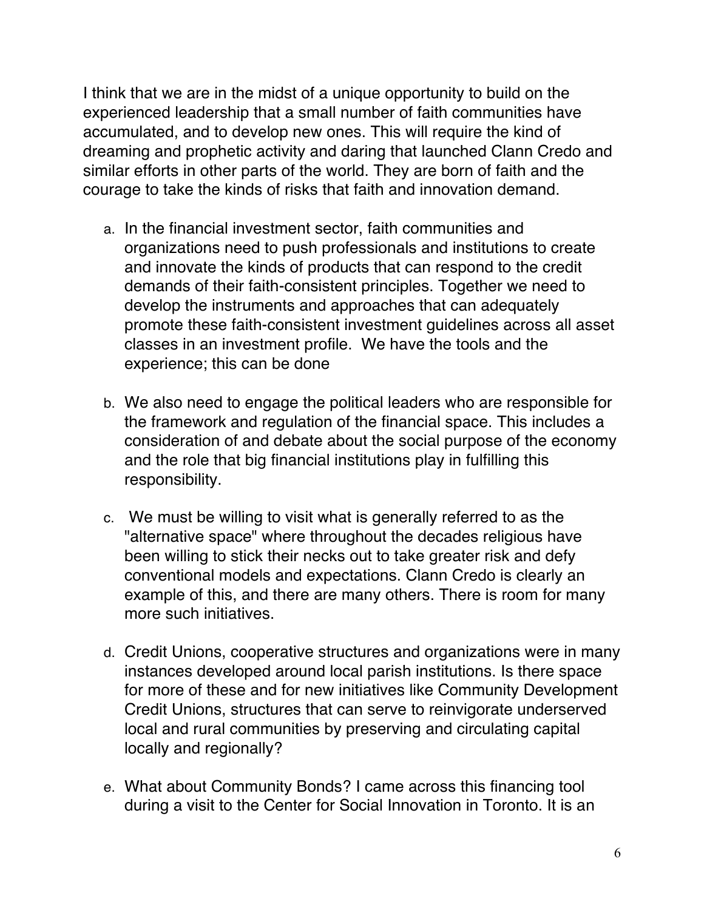I think that we are in the midst of a unique opportunity to build on the experienced leadership that a small number of faith communities have accumulated, and to develop new ones. This will require the kind of dreaming and prophetic activity and daring that launched Clann Credo and similar efforts in other parts of the world. They are born of faith and the courage to take the kinds of risks that faith and innovation demand.

a. In the financial investment sector, faith communities and organizations need to push professionals and institutions to create and innovate the kinds of products that can respond to the credit demands of their faith-consistent principles. Together we need to develop the instruments and approaches that can adequately promote these faith-consistent investment guidelines across all asset classes in an investment profile. We have the tools and the experience; this can be done

b. We also need to engage the political leaders who are responsible for the framework and regulation of the financial space. This includes a consideration of and debate about the social purpose of the economy and the role that big financial institutions play in fulfilling this responsibility.

c. We must be willing to visit what is generally referred to as the "alternative space" where throughout the decades religious have been willing to stick their necks out to take greater risk and defy conventional models and expectations. Clann Credo is clearly an example of this, and there are many others. There is room for many more such initiatives.

d. Credit Unions, cooperative structures and organizations were in many instances developed around local parish institutions. Is there space for more of these and for new initiatives like Community Development Credit Unions, structures that can serve to reinvigorate underserved local and rural communities by preserving and circulating capital locally and regionally?

e. What about Community Bonds? I came across this financing tool during a visit to the Center for Social Innovation in Toronto. It is an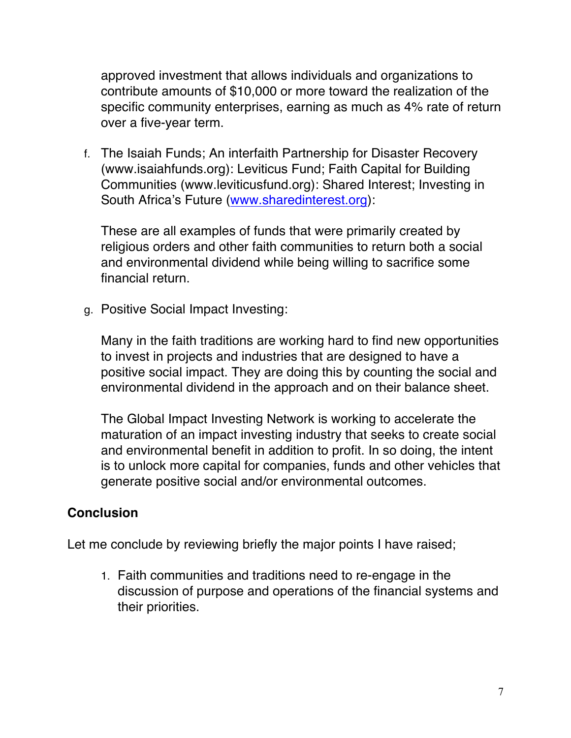approved investment that allows individuals and organizations to contribute amounts of $10,000 or more toward the realization of the specific community enterprises, earning as much as 4% rate of return over a five-year term.

f. The Isaiah Funds; An interfaith Partnership for Disaster Recovery (www.isaiahfunds.org): Leviticus Fund; Faith Capital for Building Communities (www.leviticusfund.org): Shared Interest; Investing in South Africa's Future (www.sharedinterest.org):

   These are all examples of funds that were primarily created by religious orders and other faith communities to return both a social and environmental dividend while being willing to sacrifice some financial return.

g. Positive Social Impact Investing:

   Many in the faith traditions are working hard to find new opportunities to invest in projects and industries that are designed to have a positive social impact. They are doing this by counting the social and environmental dividend in the approach and on their balance sheet.

   The Global Impact Investing Network is working to accelerate the maturation of an impact investing industry that seeks to create social and environmental benefit in addition to profit. In so doing, the intent is to unlock more capital for companies, funds and other vehicles that generate positive social and/or environmental outcomes.

## Conclusion

Let me conclude by reviewing briefly the major points I have raised;

1. Faith communities and traditions need to re-engage in the discussion of purpose and operations of the financial systems and their priorities.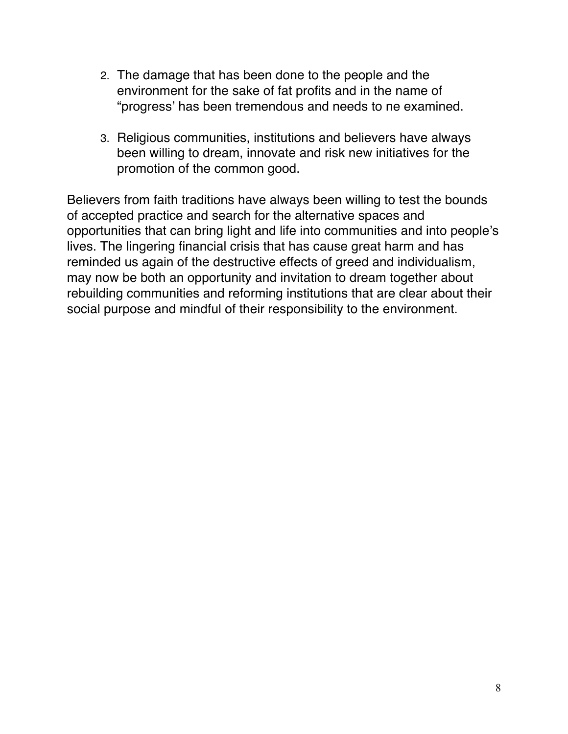2. The damage that has been done to the people and the environment for the sake of fat profits and in the name of "progress' has been tremendous and needs to ne examined.

3. Religious communities, institutions and believers have always been willing to dream, innovate and risk new initiatives for the promotion of the common good.

Believers from faith traditions have always been willing to test the bounds of accepted practice and search for the alternative spaces and opportunities that can bring light and life into communities and into people's lives. The lingering financial crisis that has cause great harm and has reminded us again of the destructive effects of greed and individualism, may now be both an opportunity and invitation to dream together about rebuilding communities and reforming institutions that are clear about their social purpose and mindful of their responsibility to the environment.